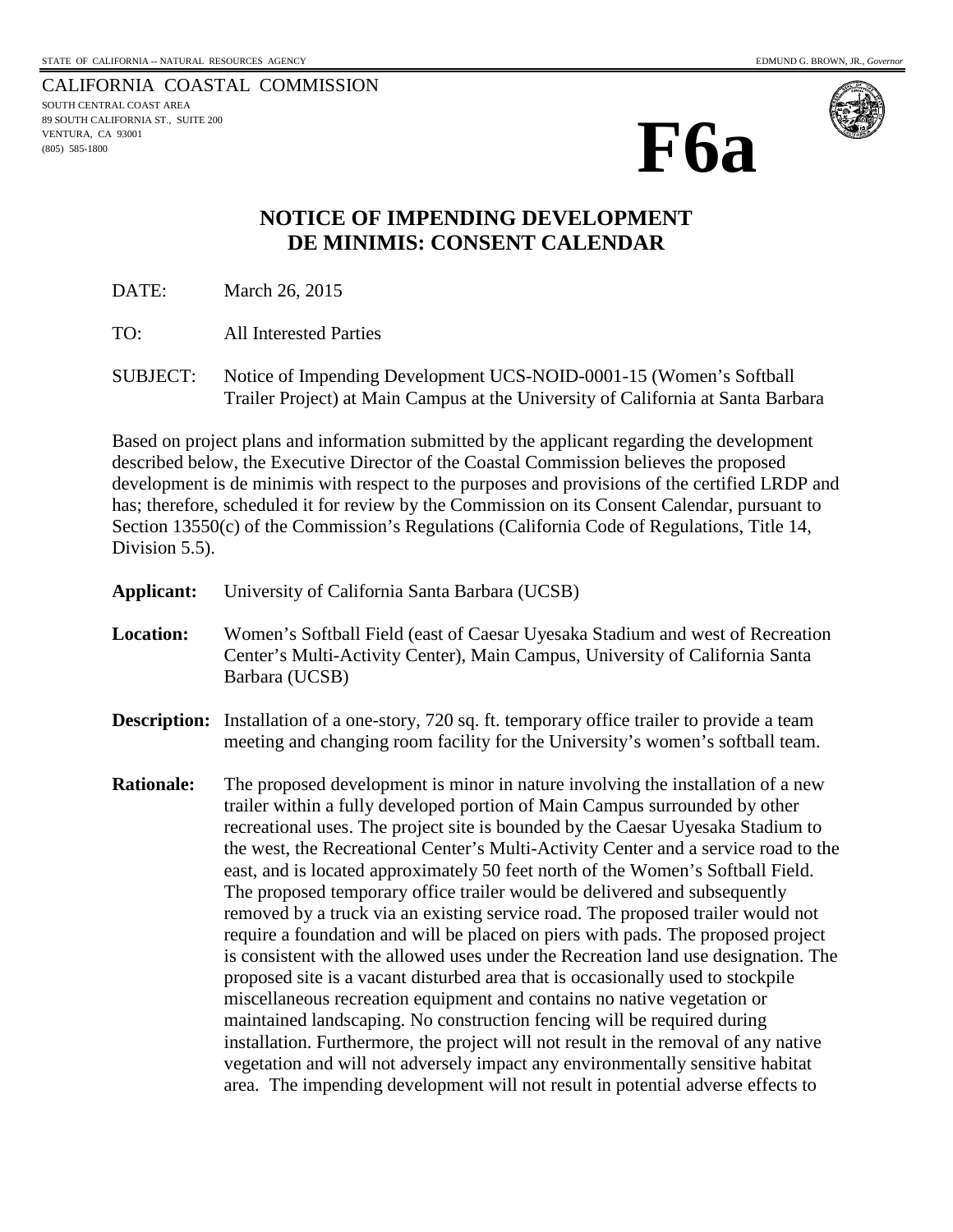STATE OF CALIFORNIA -- NATURAL RESOURCES AGENCY

EDMUND G. BROWN, JR., *Governor*

CALIFORNIA COASTAL COMMISSION
SOUTH CENTRAL COAST AREA
89 SOUTH CALIFORNIA ST., SUITE 200
VENTURA, CA 93001
(805) 585-1800

# F6a

## NOTICE OF IMPENDING DEVELOPMENT
## DE MINIMIS: CONSENT CALENDAR

DATE: March 26, 2015

TO: All Interested Parties

SUBJECT: Notice of Impending Development UCS-NOID-0001-15 (Women's Softball Trailer Project) at Main Campus at the University of California at Santa Barbara

Based on project plans and information submitted by the applicant regarding the development described below, the Executive Director of the Coastal Commission believes the proposed development is de minimis with respect to the purposes and provisions of the certified LRDP and has; therefore, scheduled it for review by the Commission on its Consent Calendar, pursuant to Section 13550(c) of the Commission's Regulations (California Code of Regulations, Title 14, Division 5.5).

**Applicant:** University of California Santa Barbara (UCSB)

**Location:** Women's Softball Field (east of Caesar Uyesaka Stadium and west of Recreation Center's Multi-Activity Center), Main Campus, University of California Santa Barbara (UCSB)

**Description:** Installation of a one-story, 720 sq. ft. temporary office trailer to provide a team meeting and changing room facility for the University's women's softball team.

**Rationale:** The proposed development is minor in nature involving the installation of a new trailer within a fully developed portion of Main Campus surrounded by other recreational uses. The project site is bounded by the Caesar Uyesaka Stadium to the west, the Recreational Center's Multi-Activity Center and a service road to the east, and is located approximately 50 feet north of the Women's Softball Field. The proposed temporary office trailer would be delivered and subsequently removed by a truck via an existing service road. The proposed trailer would not require a foundation and will be placed on piers with pads. The proposed project is consistent with the allowed uses under the Recreation land use designation. The proposed site is a vacant disturbed area that is occasionally used to stockpile miscellaneous recreation equipment and contains no native vegetation or maintained landscaping. No construction fencing will be required during installation. Furthermore, the project will not result in the removal of any native vegetation and will not adversely impact any environmentally sensitive habitat area. The impending development will not result in potential adverse effects to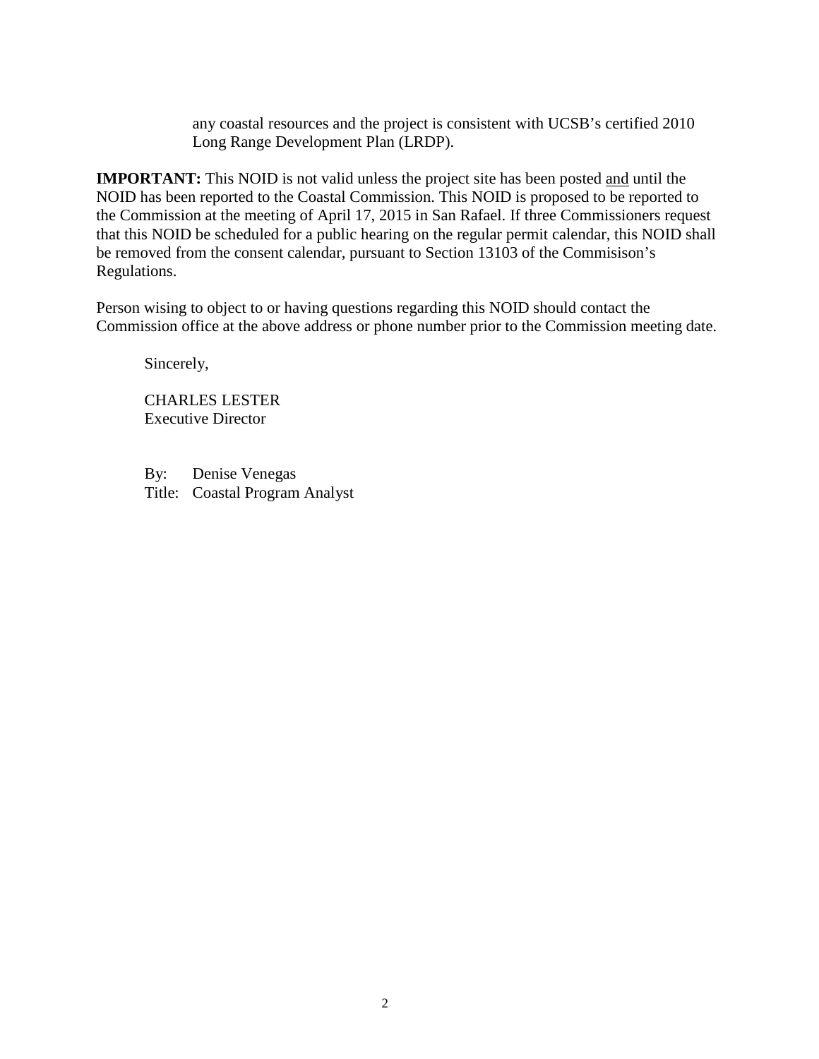any coastal resources and the project is consistent with UCSB's certified 2010 Long Range Development Plan (LRDP).

**IMPORTANT:** This NOID is not valid unless the project site has been posted <u>and</u> until the NOID has been reported to the Coastal Commission. This NOID is proposed to be reported to the Commission at the meeting of April 17, 2015 in San Rafael. If three Commissioners request that this NOID be scheduled for a public hearing on the regular permit calendar, this NOID shall be removed from the consent calendar, pursuant to Section 13103 of the Commisison's Regulations.

Person wising to object to or having questions regarding this NOID should contact the Commission office at the above address or phone number prior to the Commission meeting date.

Sincerely,

CHARLES LESTER
Executive Director

By: Denise Venegas
Title: Coastal Program Analyst